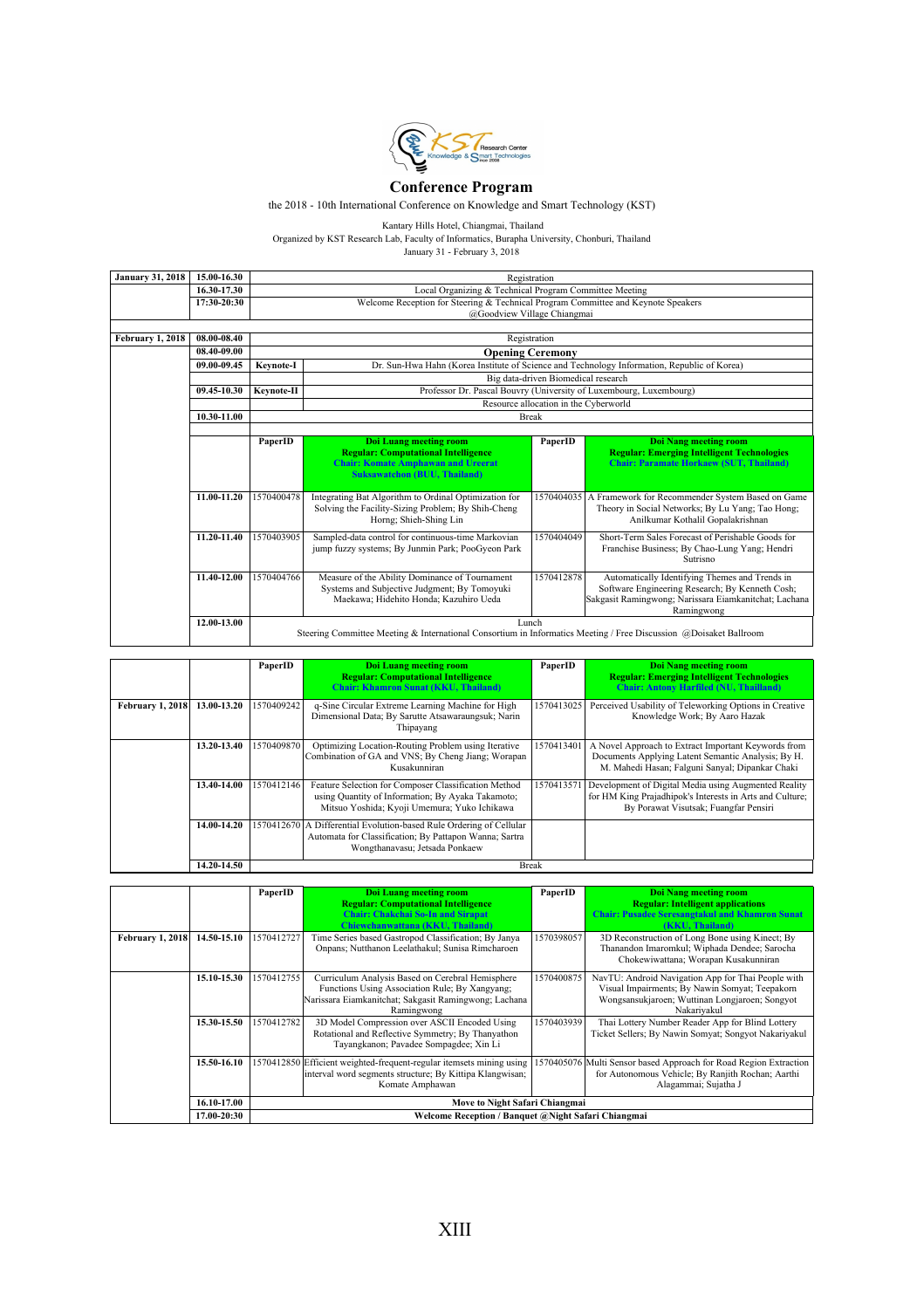# Conference Program

the 2018 - 10th International Conference on Knowledge and Smart Technology (KST)

Kantary Hills Hotel, Chiangmai, Thailand

Organized by KST Research Lab, Faculty of Informatics, Burapha University, Chonburi, Thailand

January 31 - February 3, 2018

| | | | | | |
|---|---|---|---|---|---|
| **January 31, 2018** | **15.00-16.30** | Registration | | | |
| | **16.30-17.30** | Local Organizing & Technical Program Committee Meeting | | | |
| | **17:30-20:30** | Welcome Reception for Steering & Technical Program Committee and Keynote Speakers @Goodview Village Chiangmai | | | |
| **February 1, 2018** | **08.00-08.40** | Registration | | | |
| | **08.40-09.00** | **Opening Ceremony** | | | |
| | **09.00-09.45** | **Keynote-I** | Dr. Sun-Hwa Hahn (Korea Institute of Science and Technology Information, Republic of Korea) | | |
| | | | Big data-driven Biomedical research | | |
| | **09.45-10.30** | **Keynote-II** | Professor Dr. Pascal Bouvry (University of Luxembourg, Luxembourg) | | |
| | | | Resource allocation in the Cyberworld | | |
| | **10.30-11.00** | Break | | | |
| | | **PaperID** | **Doi Luang meeting room** **Regular: Computational Intelligence** **Chair: Komate Amphawan and Ureerat Suksawatchon (BUU, Thailand)** | **PaperID** | **Doi Nang meeting room** **Regular: Emerging Intelligent Technologies** **Chair: Paramate Horkaew (SUT, Thailand)** |
| | **11.00-11.20** | 1570400478 | Integrating Bat Algorithm to Ordinal Optimization for Solving the Facility-Sizing Problem; By Shih-Cheng Horng; Shieh-Shing Lin | 1570404035 | A Framework for Recommender System Based on Game Theory in Social Networks; By Lu Yang; Tao Hong; Anilkumar Kothalil Gopalakrishnan |
| | **11.20-11.40** | 1570403905 | Sampled-data control for continuous-time Markovian jump fuzzy systems; By Junmin Park; PooGyeon Park | 1570404049 | Short-Term Sales Forecast of Perishable Goods for Franchise Business; By Chao-Lung Yang; Hendri Sutrisno |
| | **11.40-12.00** | 1570404766 | Measure of the Ability Dominance of Tournament Systems and Subjective Judgment; By Tomoyuki Maekawa; Hidehito Honda; Kazuhiro Ueda | 1570412878 | Automatically Identifying Themes and Trends in Software Engineering Research; By Kenneth Cosh; Sakgasit Ramingwong; Narissara Eiamkanitchat; Lachana Ramingwong |
| | **12.00-13.00** | Lunch Steering Committee Meeting & International Consortium in Informatics Meeting / Free Discussion @Doisaket Ballroom | | | |

| | | PaperID | Doi Luang meeting room Regular: Computational Intelligence Chair: Khamron Sunat (KKU, Thailand) | PaperID | Doi Nang meeting room Regular: Emerging Intelligent Technologies Chair: Antony Harfiled (NU, Thailand) |
|---|---|---|---|---|---|
| **February 1, 2018** | **13.00-13.20** | 1570409242 | q-Sine Circular Extreme Learning Machine for High Dimensional Data; By Sarutte Atsawaraungsuk; Narin Thipayang | 1570413025 | Perceived Usability of Teleworking Options in Creative Knowledge Work; By Aaro Hazak |
| | **13.20-13.40** | 1570409870 | Optimizing Location-Routing Problem using Iterative Combination of GA and VNS; By Cheng Jiang; Worapan Kusakunniran | 1570413401 | A Novel Approach to Extract Important Keywords from Documents Applying Latent Semantic Analysis; By H. M. Mahedi Hasan; Falguni Sanyal; Dipankar Chaki |
| | **13.40-14.00** | 1570412146 | Feature Selection for Composer Classification Method using Quantity of Information; By Ayaka Takamoto; Mitsuo Yoshida; Kyoji Umemura; Yuko Ichikawa | 1570413571 | Development of Digital Media using Augmented Reality for HM King Prajadhipok's Interests in Arts and Culture; By Porawat Visutsak; Fuangfar Pensiri |
| | **14.00-14.20** | 1570412670 | A Differential Evolution-based Rule Ordering of Cellular Automata for Classification; By Pattapon Wanna; Sartra Wongthanavasu; Jetsada Ponkaew | | |
| | **14.20-14.50** | Break | | | |

| | | PaperID | Doi Luang meeting room Regular: Computational Intelligence Chair: Chakchai So-In and Sirapat Chiewchanwattana (KKU, Thailand) | PaperID | Doi Nang meeting room Regular: Intelligent applications Chair: Pusadee Seresangtakul and Khamron Sunat (KKU, Thailand) |
|---|---|---|---|---|---|
| **February 1, 2018** | **14.50-15.10** | 1570412727 | Time Series based Gastropod Classification; By Janya Onpans; Nutthanon Leelathakul; Sunisa Rimcharoen | 1570398057 | 3D Reconstruction of Long Bone using Kinect; By Thanandon Imaromkul; Wiphada Dendee; Sarocha Chokewiwattana; Worapan Kusakunniran |
| | **15.10-15.30** | 1570412755 | Curriculum Analysis Based on Cerebral Hemisphere Functions Using Association Rule; By Xangyang; Narissara Eiamkanitchat; Sakgasit Ramingwong; Lachana Ramingwong | 1570400875 | NavTU: Android Navigation App for Thai People with Visual Impairments; By Nawin Somyat; Teepakorn Wongsansukjaroen; Wuttinan Longjaroen; Songyot Nakariyakul |
| | **15.30-15.50** | 1570412782 | 3D Model Compression over ASCII Encoded Using Rotational and Reflective Symmetry; By Thanyathon Tayangkanon; Pavadee Sompagdee; Xin Li | 1570403939 | Thai Lottery Number Reader App for Blind Lottery Ticket Sellers; By Nawin Somyat; Songyot Nakariyakul |
| | **15.50-16.10** | 1570412850 | Efficient weighted-frequent-regular itemsets mining using interval word segments structure; By Kittipa Klangwisan; Komate Amphawan | 1570405076 | Multi Sensor based Approach for Road Region Extraction for Autonomous Vehicle; By Ranjith Rochan; Aarthi Alagammai; Sujatha J |
| | **16.10-17.00** | **Move to Night Safari Chiangmai** | | | |
| | **17.00-20:30** | **Welcome Reception / Banquet @Night Safari Chiangmai** | | | |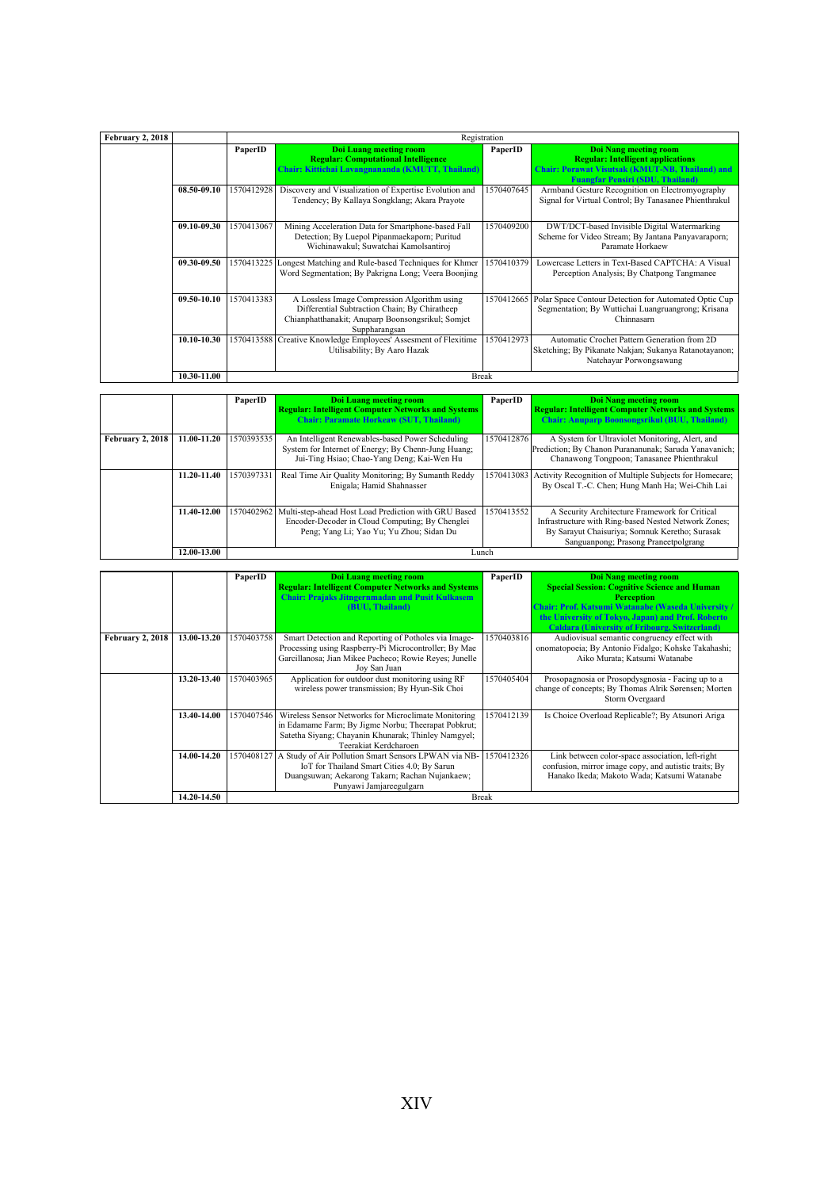| February 2, 2018 | | Registration | | | |
|---|---|---|---|---|---|
| | | **PaperID** | **Doi Luang meeting room**<br>**Regular: Computational Intelligence**<br>**Chair: Kittichai Lavangnananda (KMUTT, Thailand)** | **PaperID** | **Doi Nang meeting room**<br>**Regular: Intelligent applications**<br>**Chair: Porawat Visutsak (KMUT-NB, Thailand) and Fuangfar Pensiri (SDU, Thailand)** |
| | **08.50-09.10** | 1570412928 | Discovery and Visualization of Expertise Evolution and Tendency; By Kallaya Songklang; Akara Prayote | 1570407645 | Armband Gesture Recognition on Electromyography Signal for Virtual Control; By Tanasanee Phienthrakul |
| | **09.10-09.30** | 1570413067 | Mining Acceleration Data for Smartphone-based Fall Detection; By Luepol Pipanmaekaporn; Puritud Wichinawakul; Suwatchai Kamolsantiroj | 1570409200 | DWT/DCT-based Invisible Digital Watermarking Scheme for Video Stream; By Jantana Panyavaraporn; Paramate Horkaew |
| | **09.30-09.50** | 1570413225 | Longest Matching and Rule-based Techniques for Khmer Word Segmentation; By Pakrigna Long; Veera Boonjing | 1570410379 | Lowercase Letters in Text-Based CAPTCHA: A Visual Perception Analysis; By Chatpong Tangmanee |
| | **09.50-10.10** | 1570413383 | A Lossless Image Compression Algorithm using Differential Subtraction Chain; By Chiratheep Chianphatthanakit; Anuparp Boonsongsrikul; Somjet Suppharangsan | 1570412665 | Polar Space Contour Detection for Automated Optic Cup Segmentation; By Wuttichai Luangruangrong; Krisana Chinnasarn |
| | **10.10-10.30** | 1570413588 | Creative Knowledge Employees' Assesment of Flexitime Utilisability; By Aaro Hazak | 1570412973 | Automatic Crochet Pattern Generation from 2D Sketching; By Pikanate Nakjan; Sukanya Ratanotayanon; Natchayar Porwongsawang |
| | **10.30-11.00** | Break | | | |

| | | **PaperID** | **Doi Luang meeting room**<br>**Regular: Intelligent Computer Networks and Systems**<br>**Chair: Paramate Horkeaw (SUT, Thailand)** | **PaperID** | **Doi Nang meeting room**<br>**Regular: Intelligent Computer Networks and Systems**<br>**Chair: Anuparp Boonsongsrikul (BUU, Thailand)** |
|---|---|---|---|---|---|
| **February 2, 2018** | **11.00-11.20** | 1570393535 | An Intelligent Renewables-based Power Scheduling System for Internet of Energy; By Chenn-Jung Huang; Jui-Ting Hsiao; Chao-Yang Deng; Kai-Wen Hu | 1570412876 | A System for Ultraviolet Monitoring, Alert, and Prediction; By Chanon Purananunak; Saruda Yanavanich; Chanawong Tongpoon; Tanasanee Phienthrakul |
| | **11.20-11.40** | 1570397331 | Real Time Air Quality Monitoring; By Sumanth Reddy Enigala; Hamid Shahnasser | 1570413083 | Activity Recognition of Multiple Subjects for Homecare; By Oscal T.-C. Chen; Hung Manh Ha; Wei-Chih Lai |
| | **11.40-12.00** | 1570402962 | Multi-step-ahead Host Load Prediction with GRU Based Encoder-Decoder in Cloud Computing; By Chenglei Peng; Yang Li; Yao Yu; Yu Zhou; Sidan Du | 1570413552 | A Security Architecture Framework for Critical Infrastructure with Ring-based Nested Network Zones; By Sarayut Chaisuriya; Somnuk Keretho; Surasak Sanguanpong; Prasong Praneetpolgrang |
| | **12.00-13.00** | Lunch | | | |

| | | **PaperID** | **Doi Luang meeting room**<br>**Regular: Intelligent Computer Networks and Systems**<br>**Chair: Prajaks Jitngernmadan and Pusit Kulkasem (BUU, Thailand)** | **PaperID** | **Doi Nang meeting room**<br>**Special Session: Cognitive Science and Human Perception**<br>**Chair: Prof. Katsumi Watanabe (Waseda University / the University of Tokyo, Japan) and Prof. Roberto Caldara (University of Fribourg, Switzerland)** |
|---|---|---|---|---|---|
| **February 2, 2018** | **13.00-13.20** | 1570403758 | Smart Detection and Reporting of Potholes via Image-Processing using Raspberry-Pi Microcontroller; By Mae Garcillanosa; Jian Mikee Pacheco; Rowie Reyes; Junelle Joy San Juan | 1570403816 | Audiovisual semantic congruency effect with onomatopoeia; By Antonio Fidalgo; Kohske Takahashi; Aiko Murata; Katsumi Watanabe |
| | **13.20-13.40** | 1570403965 | Application for outdoor dust monitoring using RF wireless power transmission; By Hyun-Sik Choi | 1570405404 | Prosopagnosia or Prosopdysgnosia - Facing up to a change of concepts; By Thomas Alrik Sørensen; Morten Storm Overgaard |
| | **13.40-14.00** | 1570407546 | Wireless Sensor Networks for Microclimate Monitoring in Edamame Farm; By Jigme Norbu; Theerapat Pobkrut; Satetha Siyang; Chayanin Khunarak; Thinley Namgyel; Teerakiat Kerdcharoen | 1570412139 | Is Choice Overload Replicable?; By Atsunori Ariga |
| | **14.00-14.20** | 1570408127 | A Study of Air Pollution Smart Sensors LPWAN via NB-IoT for Thailand Smart Cities 4.0; By Sarun Duangsuwan; Aekarong Takarn; Rachan Nujankaew; Punyawi Jamjareegulgarn | 1570412326 | Link between color-space association, left-right confusion, mirror image copy, and autistic traits; By Hanako Ikeda; Makoto Wada; Katsumi Watanabe |
| | **14.20-14.50** | Break | | | |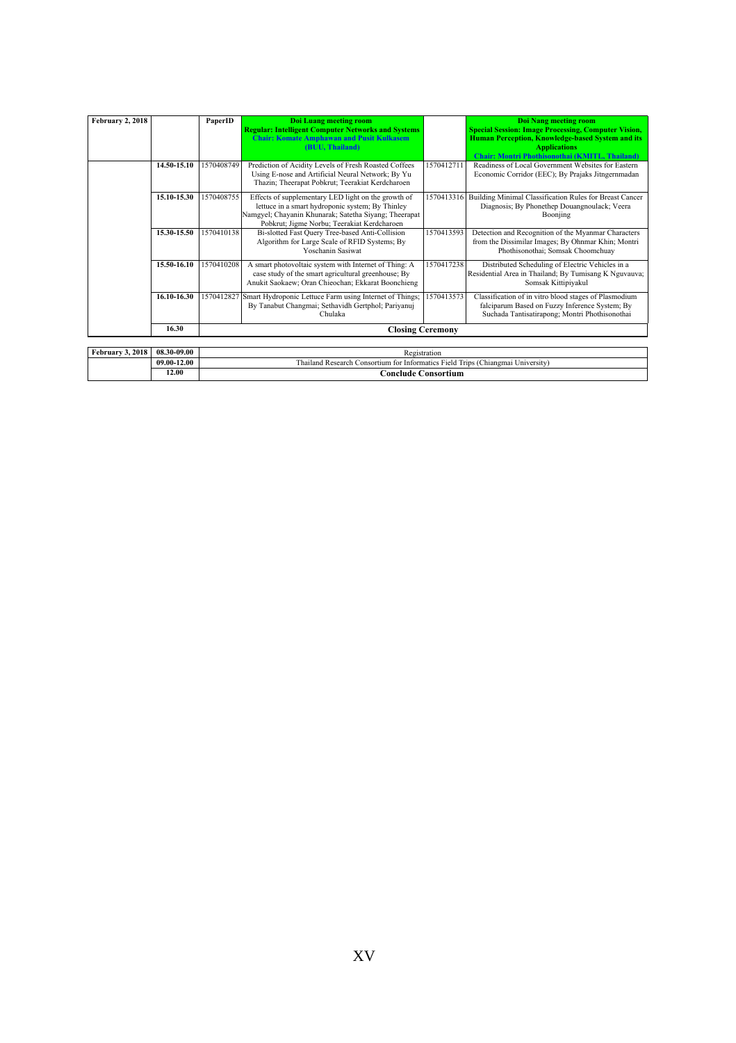| February 2, 2018 | | PaperID | Doi Luang meeting room<br>Regular: Intelligent Computer Networks and Systems<br>Chair: Komate Amphawan and Pusit Kulkasem (BUU, Thailand) | | Doi Nang meeting room<br>Special Session: Image Processing, Computer Vision, Human Perception, Knowledge-based System and its Applications<br>Chair: Montri Phothisonothai (KMITL, Thailand) |
|---|---|---|---|---|---|
| | 14.50-15.10 | 1570408749 | Prediction of Acidity Levels of Fresh Roasted Coffees Using E-nose and Artificial Neural Network; By Yu Thazin; Theerapat Pobkrut; Teerakiat Kerdcharoen | 1570412711 | Readiness of Local Government Websites for Eastern Economic Corridor (EEC); By Prajaks Jitngernmadan |
| | 15.10-15.30 | 1570408755 | Effects of supplementary LED light on the growth of lettuce in a smart hydroponic system; By Thinley Namgyel; Chayanin Khunarak; Satetha Siyang; Theerapat Pobkrut; Jigme Norbu; Teerakiat Kerdcharoen | 1570413316 | Building Minimal Classification Rules for Breast Cancer Diagnosis; By Phonethep Douangnoulack; Veera Boonjing |
| | 15.30-15.50 | 1570410138 | Bi-slotted Fast Query Tree-based Anti-Collision Algorithm for Large Scale of RFID Systems; By Yoschanin Sasiwat | 1570413593 | Detection and Recognition of the Myanmar Characters from the Dissimilar Images; By Ohnmar Khin; Montri Phothisonothai; Somsak Choomchuay |
| | 15.50-16.10 | 1570410208 | A smart photovoltaic system with Internet of Thing: A case study of the smart agricultural greenhouse; By Anukit Saokaew; Oran Chieochan; Ekkarat Boonchieng | 1570417238 | Distributed Scheduling of Electric Vehicles in a Residential Area in Thailand; By Tumisang K Nguvauva; Somsak Kittipiyakul |
| | 16.10-16.30 | 1570412827 | Smart Hydroponic Lettuce Farm using Internet of Things; By Tanabut Changmai; Sethavidh Gertphol; Pariyanuj Chulaka | 1570413573 | Classification of in vitro blood stages of Plasmodium falciparum Based on Fuzzy Inference System; By Suchada Tantisatirapong; Montri Phothisonothai |
| | 16.30 | **Closing Ceremony** | | | |

| | | |
|---|---|---|
| February 3, 2018 | 08.30-09.00 | Registration |
| | 09.00-12.00 | Thailand Research Consortium for Informatics Field Trips (Chiangmai University) |
| | 12.00 | **Conclude Consortium** |